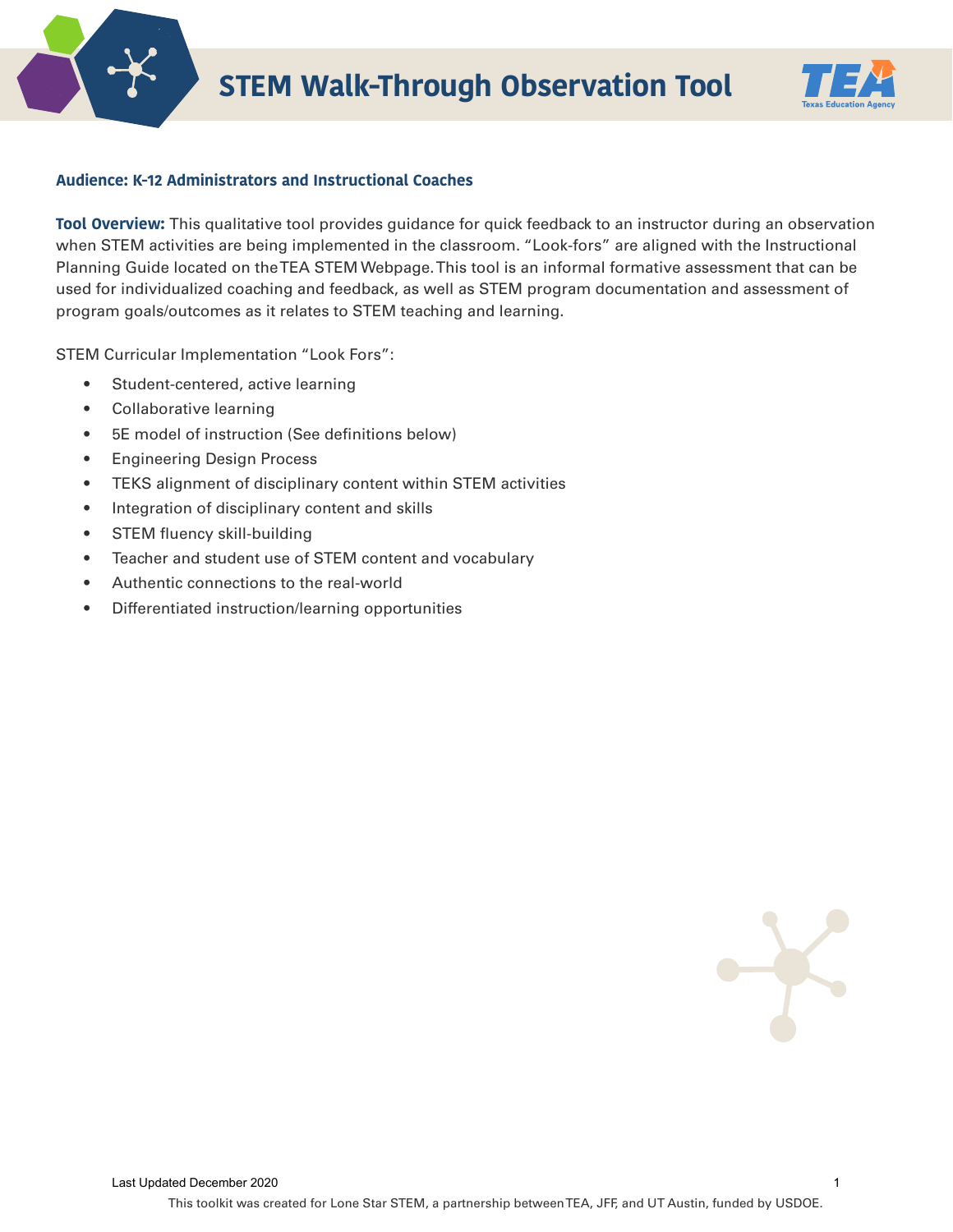# STEM Walk-Through Observation Tool

**Audience: K-12 Administrators and Instructional Coaches**

**Tool Overview:** This qualitative tool provides guidance for quick feedback to an instructor during an observation when STEM activities are being implemented in the classroom. "Look-fors" are aligned with the Instructional Planning Guide located on the TEA STEM Webpage. This tool is an informal formative assessment that can be used for individualized coaching and feedback, as well as STEM program documentation and assessment of program goals/outcomes as it relates to STEM teaching and learning.

STEM Curricular Implementation "Look Fors":

- Student-centered, active learning
- Collaborative learning
- 5E model of instruction (See definitions below)
- Engineering Design Process
- TEKS alignment of disciplinary content within STEM activities
- Integration of disciplinary content and skills
- STEM fluency skill-building
- Teacher and student use of STEM content and vocabulary
- Authentic connections to the real-world
- Differentiated instruction/learning opportunities

Last Updated December 2020

This toolkit was created for Lone Star STEM, a partnership between TEA, JFF, and UT Austin, funded by USDOE.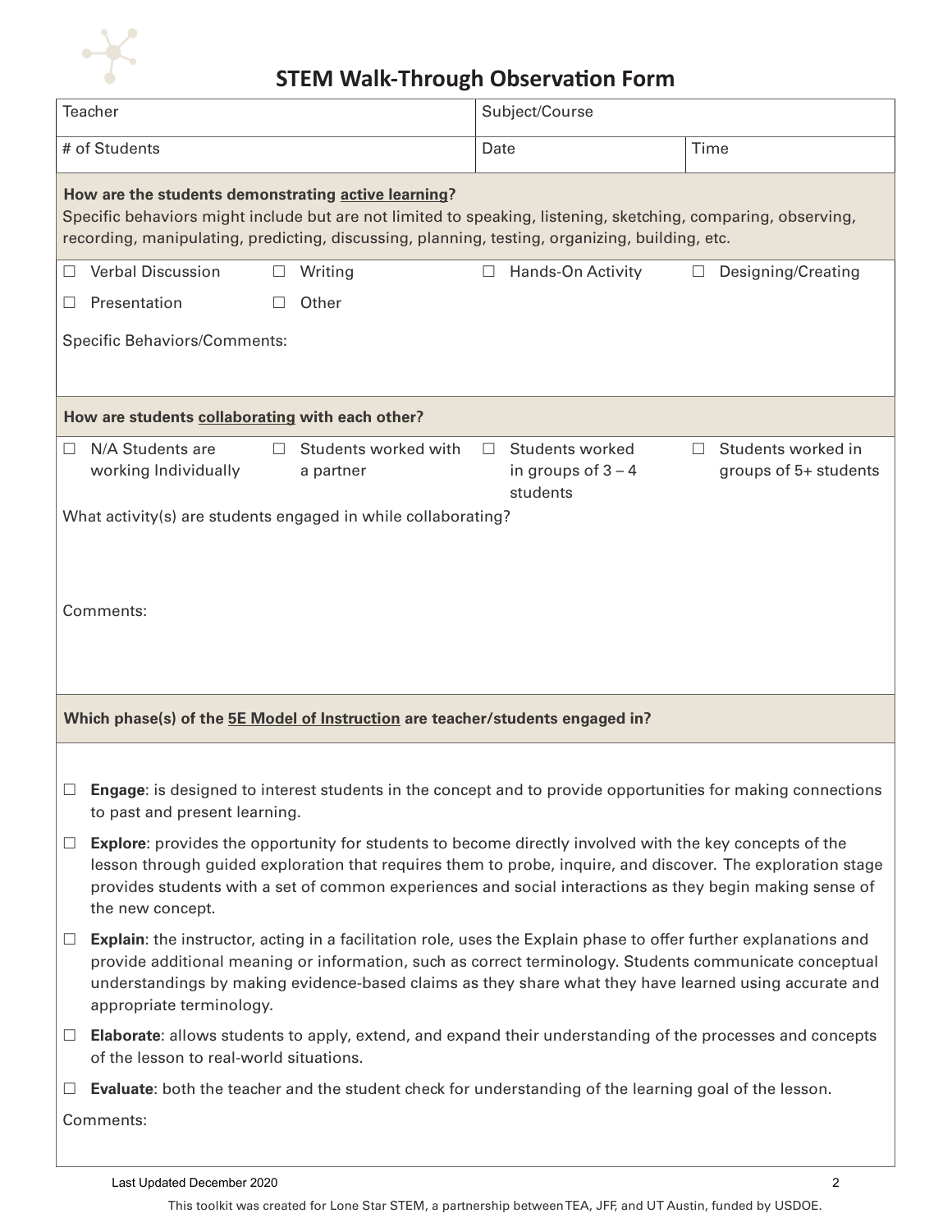# STEM Walk-Through Observation Form

| Teacher | Subject/Course | |
|---|---|---|
| # of Students | Date | Time |

**How are the students demonstrating active learning?**
Specific behaviors might include but are not limited to speaking, listening, sketching, comparing, observing, recording, manipulating, predicting, discussing, planning, testing, organizing, building, etc.

- ☐ Verbal Discussion
- ☐ Writing
- ☐ Hands-On Activity
- ☐ Designing/Creating
- ☐ Presentation
- ☐ Other

Specific Behaviors/Comments:

**How are students collaborating with each other?**

- ☐ N/A Students are working Individually
- ☐ Students worked with a partner
- ☐ Students worked in groups of 3 – 4 students
- ☐ Students worked in groups of 5+ students

What activity(s) are students engaged in while collaborating?

Comments:

**Which phase(s) of the 5E Model of Instruction are teacher/students engaged in?**

- ☐ **Engage**: is designed to interest students in the concept and to provide opportunities for making connections to past and present learning.
- ☐ **Explore**: provides the opportunity for students to become directly involved with the key concepts of the lesson through guided exploration that requires them to probe, inquire, and discover. The exploration stage provides students with a set of common experiences and social interactions as they begin making sense of the new concept.
- ☐ **Explain**: the instructor, acting in a facilitation role, uses the Explain phase to offer further explanations and provide additional meaning or information, such as correct terminology. Students communicate conceptual understandings by making evidence-based claims as they share what they have learned using accurate and appropriate terminology.
- ☐ **Elaborate**: allows students to apply, extend, and expand their understanding of the processes and concepts of the lesson to real-world situations.
- ☐ **Evaluate**: both the teacher and the student check for understanding of the learning goal of the lesson.

Comments: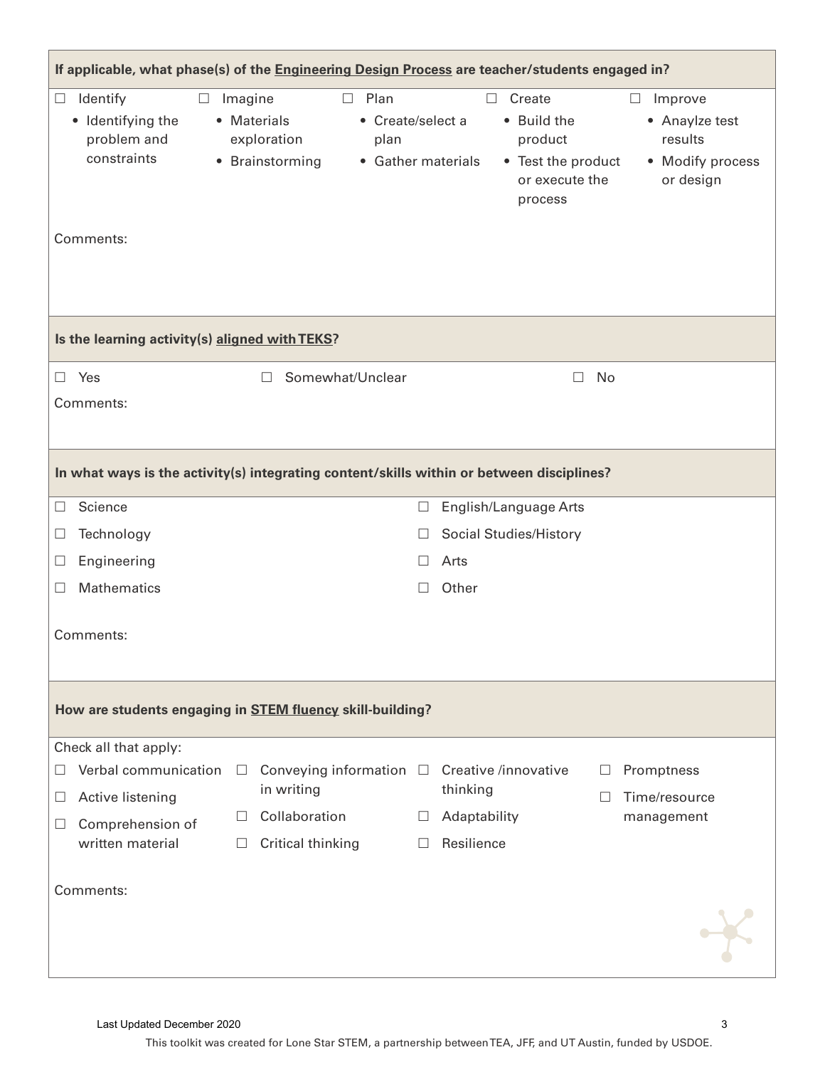**If applicable, what phase(s) of the Engineering Design Process are teacher/students engaged in?**

| ☐ Identify | ☐ Imagine | ☐ Plan | ☐ Create | ☐ Improve |
|---|---|---|---|---|
| • Identifying the problem and constraints | • Materials exploration<br>• Brainstorming | • Create/select a plan<br>• Gather materials | • Build the product<br>• Test the product or execute the process | • Anaylze test results<br>• Modify process or design |

Comments:

**Is the learning activity(s) aligned with TEKS?**

☐ Yes ☐ Somewhat/Unclear ☐ No

Comments:

**In what ways is the activity(s) integrating content/skills within or between disciplines?**

- ☐ Science
- ☐ Technology
- ☐ Engineering
- ☐ Mathematics
- ☐ English/Language Arts
- ☐ Social Studies/History
- ☐ Arts
- ☐ Other

Comments:

**How are students engaging in STEM fluency skill-building?**

Check all that apply:

- ☐ Verbal communication
- ☐ Active listening
- ☐ Comprehension of written material
- ☐ Conveying information in writing
- ☐ Collaboration
- ☐ Critical thinking
- ☐ Creative /innovative thinking
- ☐ Adaptability
- ☐ Resilience
- ☐ Promptness
- ☐ Time/resource management

Comments:

Last Updated December 2020

This toolkit was created for Lone Star STEM, a partnership between TEA, JFF, and UT Austin, funded by USDOE.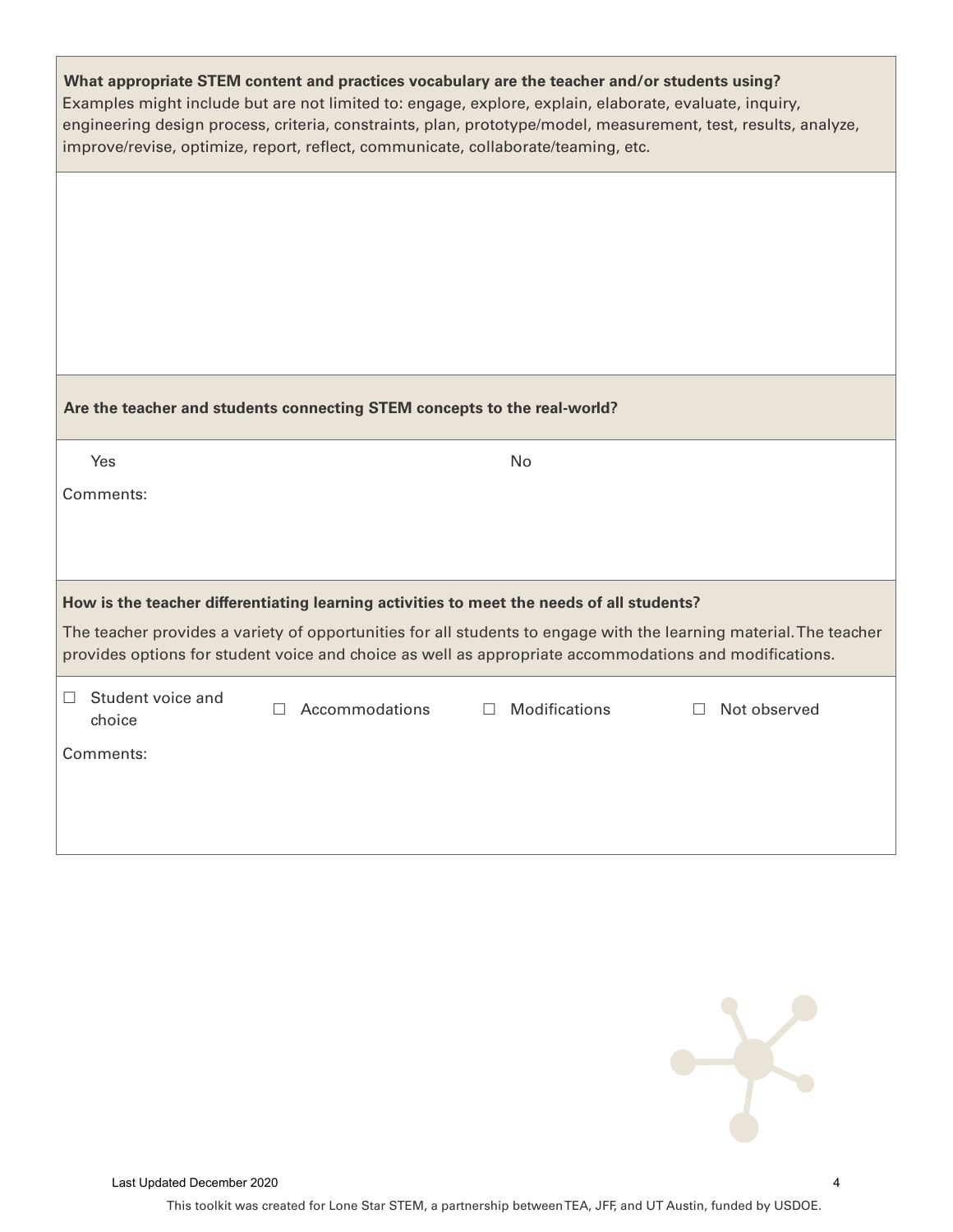**What appropriate STEM content and practices vocabulary are the teacher and/or students using?**

Examples might include but are not limited to: engage, explore, explain, elaborate, evaluate, inquiry, engineering design process, criteria, constraints, plan, prototype/model, measurement, test, results, analyze, improve/revise, optimize, report, reflect, communicate, collaborate/teaming, etc.

**Are the teacher and students connecting STEM concepts to the real-world?**

Yes　　　　No

Comments:

**How is the teacher differentiating learning activities to meet the needs of all students?**

The teacher provides a variety of opportunities for all students to engage with the learning material. The teacher provides options for student voice and choice as well as appropriate accommodations and modifications.

☐ Student voice and choice　　☐ Accommodations　　☐ Modifications　　☐ Not observed

Comments:

Last Updated December 2020

This toolkit was created for Lone Star STEM, a partnership between TEA, JFF, and UT Austin, funded by USDOE.